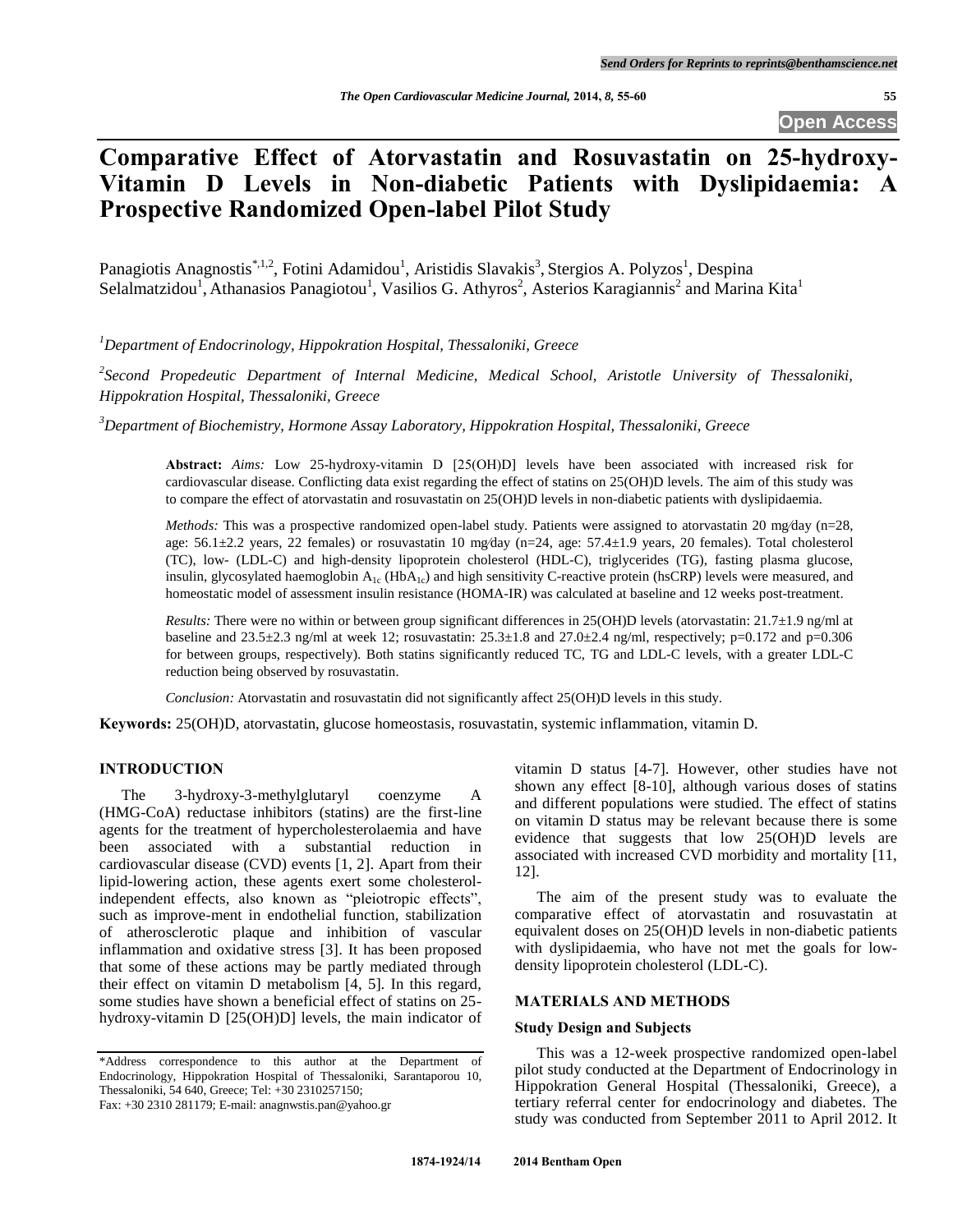# Comparative Effect of Atorvastatin and Rosuvastatin on 25-hydroxy-Vitamin D Levels in Non-diabetic Patients with Dyslipidaemia: A Prospective Randomized Open-label Pilot Study

Panagiotis Anagnostis[*,1,2], Fotini Adamidou[1], Aristidis Slavakis[3], Stergios A. Polyzos[1], Despina Selalmatzidou[1], Athanasios Panagiotou[1], Vasilios G. Athyros[2], Asterios Karagiannis[2] and Marina Kita[1]

*[1]Department of Endocrinology, Hippokration Hospital, Thessaloniki, Greece*

*[2]Second Propedeutic Department of Internal Medicine, Medical School, Aristotle University of Thessaloniki, Hippokration Hospital, Thessaloniki, Greece*

*[3]Department of Biochemistry, Hormone Assay Laboratory, Hippokration Hospital, Thessaloniki, Greece*

**Abstract:** *Aims:* Low 25-hydroxy-vitamin D [25(OH)D] levels have been associated with increased risk for cardiovascular disease. Conflicting data exist regarding the effect of statins on 25(OH)D levels. The aim of this study was to compare the effect of atorvastatin and rosuvastatin on 25(OH)D levels in non-diabetic patients with dyslipidaemia.

*Methods:* This was a prospective randomized open-label study. Patients were assigned to atorvastatin 20 mg/day (n=28, age: 56.1±2.2 years, 22 females) or rosuvastatin 10 mg/day (n=24, age: 57.4±1.9 years, 20 females). Total cholesterol (TC), low- (LDL-C) and high-density lipoprotein cholesterol (HDL-C), triglycerides (TG), fasting plasma glucose, insulin, glycosylated haemoglobin $A_{1c}$ ($HbA_{1c}$) and high sensitivity C-reactive protein (hsCRP) levels were measured, and homeostatic model of assessment insulin resistance (HOMA-IR) was calculated at baseline and 12 weeks post-treatment.

*Results:* There were no within or between group significant differences in 25(OH)D levels (atorvastatin: 21.7±1.9 ng/ml at baseline and 23.5±2.3 ng/ml at week 12; rosuvastatin: 25.3±1.8 and 27.0±2.4 ng/ml, respectively; p=0.172 and p=0.306 for between groups, respectively). Both statins significantly reduced TC, TG and LDL-C levels, with a greater LDL-C reduction being observed by rosuvastatin.

*Conclusion:* Atorvastatin and rosuvastatin did not significantly affect 25(OH)D levels in this study.

**Keywords:** 25(OH)D, atorvastatin, glucose homeostasis, rosuvastatin, systemic inflammation, vitamin D.

## INTRODUCTION

The 3-hydroxy-3-methylglutaryl coenzyme A (HMG-CoA) reductase inhibitors (statins) are the first-line agents for the treatment of hypercholesterolaemia and have been associated with a substantial reduction in cardiovascular disease (CVD) events [1, 2]. Apart from their lipid-lowering action, these agents exert some cholesterol-independent effects, also known as "pleiotropic effects", such as improve-ment in endothelial function, stabilization of atherosclerotic plaque and inhibition of vascular inflammation and oxidative stress [3]. It has been proposed that some of these actions may be partly mediated through their effect on vitamin D metabolism [4, 5]. In this regard, some studies have shown a beneficial effect of statins on 25-hydroxy-vitamin D [25(OH)D] levels, the main indicator of vitamin D status [4-7]. However, other studies have not shown any effect [8-10], although various doses of statins and different populations were studied. The effect of statins on vitamin D status may be relevant because there is some evidence that suggests that low 25(OH)D levels are associated with increased CVD morbidity and mortality [11, 12].

The aim of the present study was to evaluate the comparative effect of atorvastatin and rosuvastatin at equivalent doses on 25(OH)D levels in non-diabetic patients with dyslipidaemia, who have not met the goals for low-density lipoprotein cholesterol (LDL-C).

## MATERIALS AND METHODS

### Study Design and Subjects

This was a 12-week prospective randomized open-label pilot study conducted at the Department of Endocrinology in Hippokration General Hospital (Thessaloniki, Greece), a tertiary referral center for endocrinology and diabetes. The study was conducted from September 2011 to April 2012. It

*Address correspondence to this author at the Department of Endocrinology, Hippokration Hospital of Thessaloniki, Sarantaporou 10, Thessaloniki, 54 640, Greece; Tel: +30 2310257150; Fax: +30 2310 281179; E-mail: anagnwstis.pan@yahoo.gr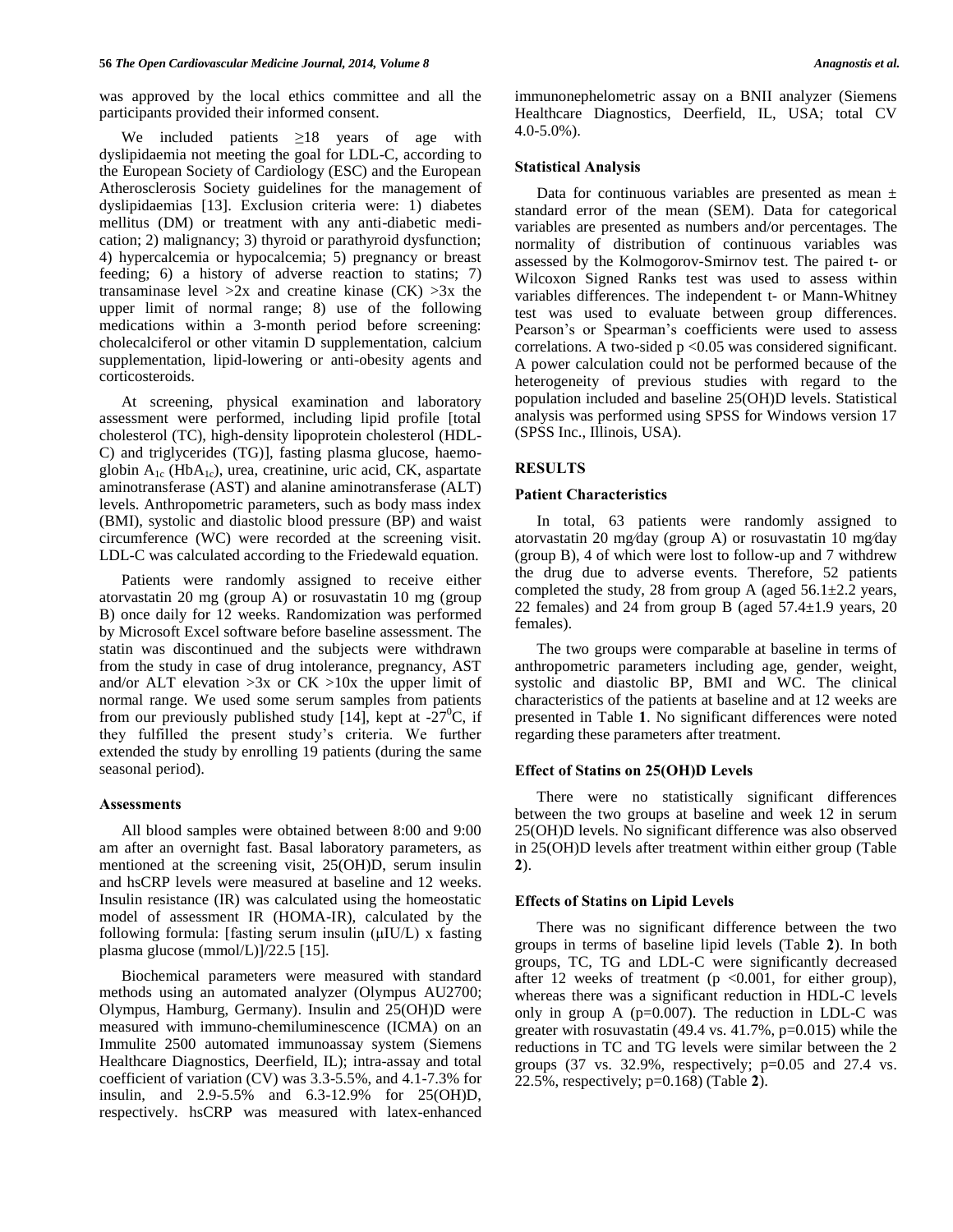was approved by the local ethics committee and all the participants provided their informed consent.

We included patients ≥18 years of age with dyslipidaemia not meeting the goal for LDL-C, according to the European Society of Cardiology (ESC) and the European Atherosclerosis Society guidelines for the management of dyslipidaemias [13]. Exclusion criteria were: 1) diabetes mellitus (DM) or treatment with any anti-diabetic medication; 2) malignancy; 3) thyroid or parathyroid dysfunction; 4) hypercalcemia or hypocalcemia; 5) pregnancy or breast feeding; 6) a history of adverse reaction to statins; 7) transaminase level >2x and creatine kinase (CK) >3x the upper limit of normal range; 8) use of the following medications within a 3-month period before screening: cholecalciferol or other vitamin D supplementation, calcium supplementation, lipid-lowering or anti-obesity agents and corticosteroids.

At screening, physical examination and laboratory assessment were performed, including lipid profile [total cholesterol (TC), high-density lipoprotein cholesterol (HDL-C) and triglycerides (TG)], fasting plasma glucose, haemoglobin $A_{1c}$ ($HbA_{1c}$), urea, creatinine, uric acid, CK, aspartate aminotransferase (AST) and alanine aminotransferase (ALT) levels. Anthropometric parameters, such as body mass index (BMI), systolic and diastolic blood pressure (BP) and waist circumference (WC) were recorded at the screening visit. LDL-C was calculated according to the Friedewald equation.

Patients were randomly assigned to receive either atorvastatin 20 mg (group A) or rosuvastatin 10 mg (group B) once daily for 12 weeks. Randomization was performed by Microsoft Excel software before baseline assessment. The statin was discontinued and the subjects were withdrawn from the study in case of drug intolerance, pregnancy, AST and/or ALT elevation >3x or CK >10x the upper limit of normal range. We used some serum samples from patients from our previously published study [14], kept at -27$^0$C, if they fulfilled the present study's criteria. We further extended the study by enrolling 19 patients (during the same seasonal period).

### Assessments

All blood samples were obtained between 8:00 and 9:00 am after an overnight fast. Basal laboratory parameters, as mentioned at the screening visit, 25(OH)D, serum insulin and hsCRP levels were measured at baseline and 12 weeks. Insulin resistance (IR) was calculated using the homeostatic model of assessment IR (HOMA-IR), calculated by the following formula: [fasting serum insulin (μIU/L) x fasting plasma glucose (mmol/L)]/22.5 [15].

Biochemical parameters were measured with standard methods using an automated analyzer (Olympus AU2700; Olympus, Hamburg, Germany). Insulin and 25(OH)D were measured with immuno-chemiluminescence (ICMA) on an Immulite 2500 automated immunoassay system (Siemens Healthcare Diagnostics, Deerfield, IL); intra-assay and total coefficient of variation (CV) was 3.3-5.5%, and 4.1-7.3% for insulin, and 2.9-5.5% and 6.3-12.9% for 25(OH)D, respectively. hsCRP was measured with latex-enhanced immunonephelometric assay on a BNII analyzer (Siemens Healthcare Diagnostics, Deerfield, IL, USA; total CV 4.0-5.0%).

### Statistical Analysis

Data for continuous variables are presented as mean ± standard error of the mean (SEM). Data for categorical variables are presented as numbers and/or percentages. The normality of distribution of continuous variables was assessed by the Kolmogorov-Smirnov test. The paired t- or Wilcoxon Signed Ranks test was used to assess within variables differences. The independent t- or Mann-Whitney test was used to evaluate between group differences. Pearson's or Spearman's coefficients were used to assess correlations. A two-sided $p < 0.05$ was considered significant. A power calculation could not be performed because of the heterogeneity of previous studies with regard to the population included and baseline 25(OH)D levels. Statistical analysis was performed using SPSS for Windows version 17 (SPSS Inc., Illinois, USA).

## RESULTS

### Patient Characteristics

In total, 63 patients were randomly assigned to atorvastatin 20 mg/day (group A) or rosuvastatin 10 mg/day (group B), 4 of which were lost to follow-up and 7 withdrew the drug due to adverse events. Therefore, 52 patients completed the study, 28 from group A (aged 56.1±2.2 years, 22 females) and 24 from group B (aged 57.4±1.9 years, 20 females).

The two groups were comparable at baseline in terms of anthropometric parameters including age, gender, weight, systolic and diastolic BP, BMI and WC. The clinical characteristics of the patients at baseline and at 12 weeks are presented in Table **1**. No significant differences were noted regarding these parameters after treatment.

### Effect of Statins on 25(OH)D Levels

There were no statistically significant differences between the two groups at baseline and week 12 in serum 25(OH)D levels. No significant difference was also observed in 25(OH)D levels after treatment within either group (Table **2**).

### Effects of Statins on Lipid Levels

There was no significant difference between the two groups in terms of baseline lipid levels (Table **2**). In both groups, TC, TG and LDL-C were significantly decreased after 12 weeks of treatment ($p < 0.001$, for either group), whereas there was a significant reduction in HDL-C levels only in group A ($p=0.007$). The reduction in LDL-C was greater with rosuvastatin (49.4 vs. 41.7%, $p=0.015$) while the reductions in TC and TG levels were similar between the 2 groups (37 vs. 32.9%, respectively; $p=0.05$ and 27.4 vs. 22.5%, respectively; $p=0.168$) (Table **2**).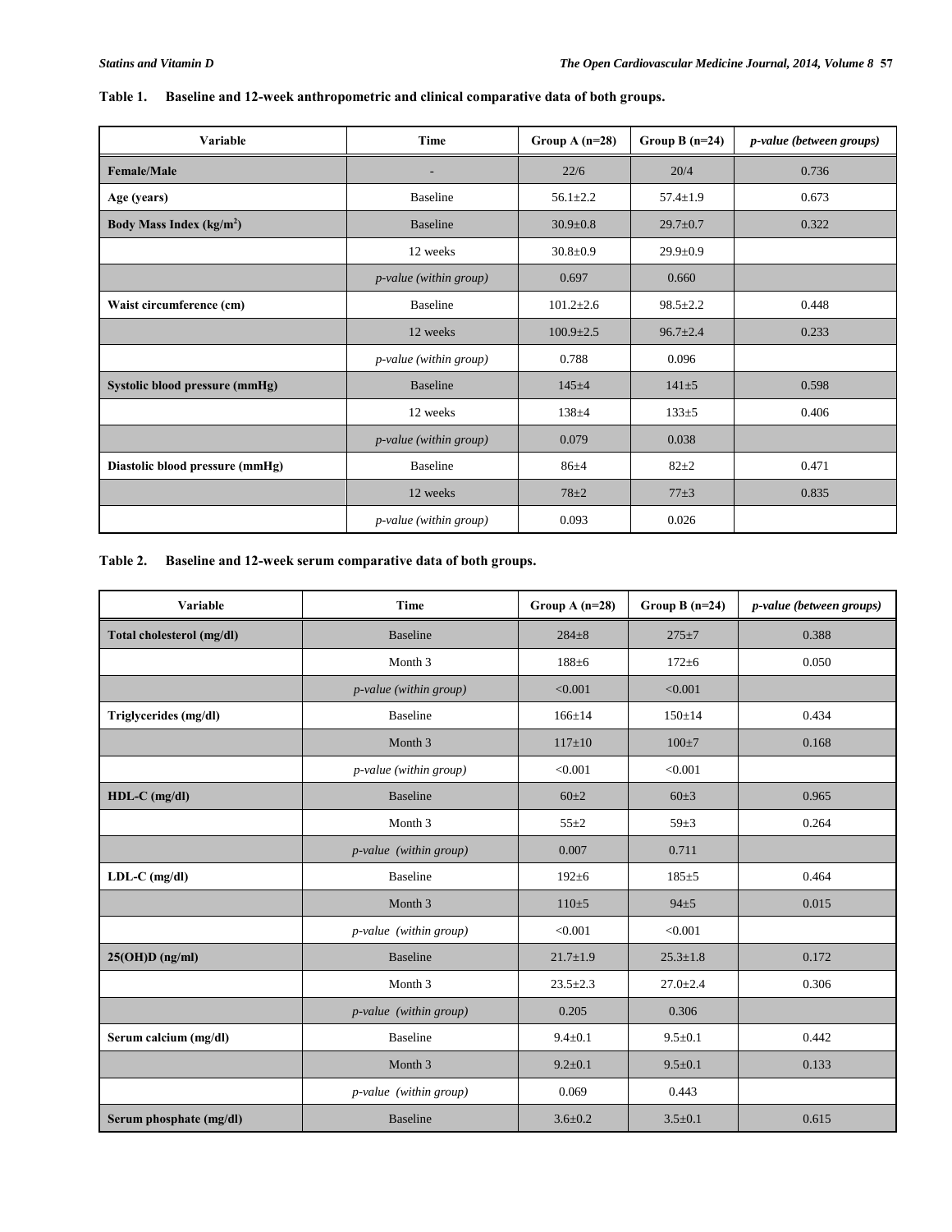**Table 1. Baseline and 12-week anthropometric and clinical comparative data of both groups.**

| Variable | Time | Group A (n=28) | Group B (n=24) | *p-value (between groups)* |
|---|---|---|---|---|
| **Female/Male** | - | 22/6 | 20/4 | 0.736 |
| **Age (years)** | Baseline | 56.1±2.2 | 57.4±1.9 | 0.673 |
| **Body Mass Index (kg/m$^2$)** | Baseline | 30.9±0.8 | 29.7±0.7 | 0.322 |
| | 12 weeks | 30.8±0.9 | 29.9±0.9 | |
| | *p-value (within group)* | 0.697 | 0.660 | |
| **Waist circumference (cm)** | Baseline | 101.2±2.6 | 98.5±2.2 | 0.448 |
| | 12 weeks | 100.9±2.5 | 96.7±2.4 | 0.233 |
| | *p-value (within group)* | 0.788 | 0.096 | |
| **Systolic blood pressure (mmHg)** | Baseline | 145±4 | 141±5 | 0.598 |
| | 12 weeks | 138±4 | 133±5 | 0.406 |
| | *p-value (within group)* | 0.079 | 0.038 | |
| **Diastolic blood pressure (mmHg)** | Baseline | 86±4 | 82±2 | 0.471 |
| | 12 weeks | 78±2 | 77±3 | 0.835 |
| | *p-value (within group)* | 0.093 | 0.026 | |

**Table 2. Baseline and 12-week serum comparative data of both groups.**

| Variable | Time | Group A (n=28) | Group B (n=24) | *p-value (between groups)* |
|---|---|---|---|---|
| **Total cholesterol (mg/dl)** | Baseline | 284±8 | 275±7 | 0.388 |
| | Month 3 | 188±6 | 172±6 | 0.050 |
| | *p-value (within group)* | <0.001 | <0.001 | |
| **Triglycerides (mg/dl)** | Baseline | 166±14 | 150±14 | 0.434 |
| | Month 3 | 117±10 | 100±7 | 0.168 |
| | *p-value (within group)* | <0.001 | <0.001 | |
| **HDL-C (mg/dl)** | Baseline | 60±2 | 60±3 | 0.965 |
| | Month 3 | 55±2 | 59±3 | 0.264 |
| | *p-value (within group)* | 0.007 | 0.711 | |
| **LDL-C (mg/dl)** | Baseline | 192±6 | 185±5 | 0.464 |
| | Month 3 | 110±5 | 94±5 | 0.015 |
| | *p-value (within group)* | <0.001 | <0.001 | |
| **25(OH)D (ng/ml)** | Baseline | 21.7±1.9 | 25.3±1.8 | 0.172 |
| | Month 3 | 23.5±2.3 | 27.0±2.4 | 0.306 |
| | *p-value (within group)* | 0.205 | 0.306 | |
| **Serum calcium (mg/dl)** | Baseline | 9.4±0.1 | 9.5±0.1 | 0.442 |
| | Month 3 | 9.2±0.1 | 9.5±0.1 | 0.133 |
| | *p-value (within group)* | 0.069 | 0.443 | |
| **Serum phosphate (mg/dl)** | Baseline | 3.6±0.2 | 3.5±0.1 | 0.615 |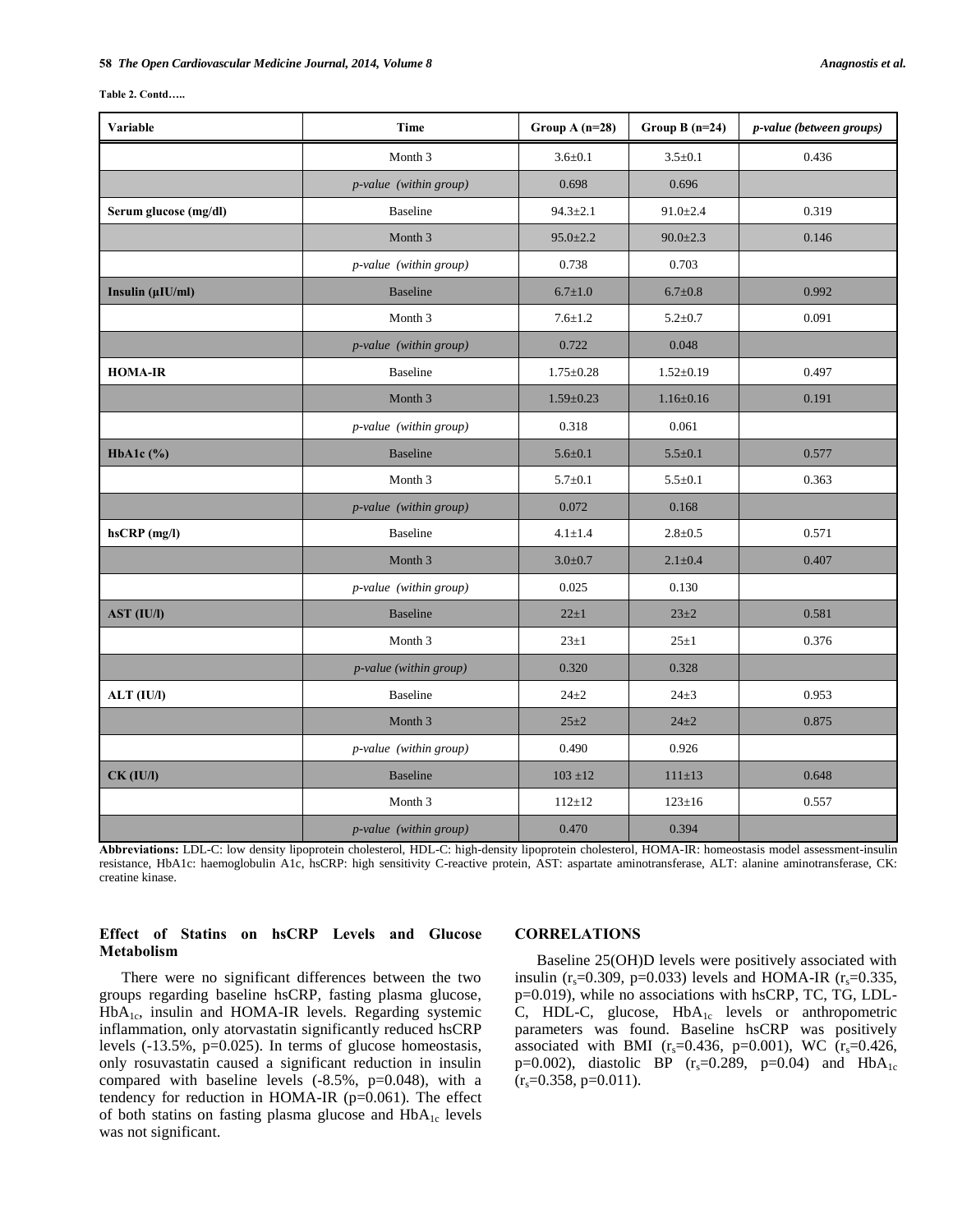**Table 2. Contd…..**

| Variable | Time | Group A (n=28) | Group B (n=24) | *p-value (between groups)* |
|---|---|---|---|---|
| | Month 3 | 3.6±0.1 | 3.5±0.1 | 0.436 |
| | *p-value (within group)* | 0.698 | 0.696 | |
| **Serum glucose (mg/dl)** | Baseline | 94.3±2.1 | 91.0±2.4 | 0.319 |
| | Month 3 | 95.0±2.2 | 90.0±2.3 | 0.146 |
| | *p-value (within group)* | 0.738 | 0.703 | |
| **Insulin (μIU/ml)** | Baseline | 6.7±1.0 | 6.7±0.8 | 0.992 |
| | Month 3 | 7.6±1.2 | 5.2±0.7 | 0.091 |
| | *p-value (within group)* | 0.722 | 0.048 | |
| **HOMA-IR** | Baseline | 1.75±0.28 | 1.52±0.19 | 0.497 |
| | Month 3 | 1.59±0.23 | 1.16±0.16 | 0.191 |
| | *p-value (within group)* | 0.318 | 0.061 | |
| **HbA1c (%)** | Baseline | 5.6±0.1 | 5.5±0.1 | 0.577 |
| | Month 3 | 5.7±0.1 | 5.5±0.1 | 0.363 |
| | *p-value (within group)* | 0.072 | 0.168 | |
| **hsCRP (mg/l)** | Baseline | 4.1±1.4 | 2.8±0.5 | 0.571 |
| | Month 3 | 3.0±0.7 | 2.1±0.4 | 0.407 |
| | *p-value (within group)* | 0.025 | 0.130 | |
| **AST (IU/l)** | Baseline | 22±1 | 23±2 | 0.581 |
| | Month 3 | 23±1 | 25±1 | 0.376 |
| | *p-value (within group)* | 0.320 | 0.328 | |
| **ALT (IU/l)** | Baseline | 24±2 | 24±3 | 0.953 |
| | Month 3 | 25±2 | 24±2 | 0.875 |
| | *p-value (within group)* | 0.490 | 0.926 | |
| **CK (IU/l)** | Baseline | 103 ±12 | 111±13 | 0.648 |
| | Month 3 | 112±12 | 123±16 | 0.557 |
| | *p-value (within group)* | 0.470 | 0.394 | |

**Abbreviations:** LDL-C: low density lipoprotein cholesterol, HDL-C: high-density lipoprotein cholesterol, HOMA-IR: homeostasis model assessment-insulin resistance, HbA1c: haemoglobulin A1c, hsCRP: high sensitivity C-reactive protein, AST: aspartate aminotransferase, ALT: alanine aminotransferase, CK: creatine kinase.

### Effect of Statins on hsCRP Levels and Glucose Metabolism

There were no significant differences between the two groups regarding baseline hsCRP, fasting plasma glucose, $HbA_{1c}$, insulin and HOMA-IR levels. Regarding systemic inflammation, only atorvastatin significantly reduced hsCRP levels (-13.5%, p=0.025). In terms of glucose homeostasis, only rosuvastatin caused a significant reduction in insulin compared with baseline levels (-8.5%, p=0.048), with a tendency for reduction in HOMA-IR (p=0.061). The effect of both statins on fasting plasma glucose and $HbA_{1c}$ levels was not significant.

## CORRELATIONS

Baseline 25(OH)D levels were positively associated with insulin ($r_s$=0.309, p=0.033) levels and HOMA-IR ($r_s$=0.335, p=0.019), while no associations with hsCRP, TC, TG, LDL-C, HDL-C, glucose, $HbA_{1c}$ levels or anthropometric parameters was found. Baseline hsCRP was positively associated with BMI ($r_s$=0.436, p=0.001), WC ($r_s$=0.426, p=0.002), diastolic BP ($r_s$=0.289, p=0.04) and $HbA_{1c}$ ($r_s$=0.358, p=0.011).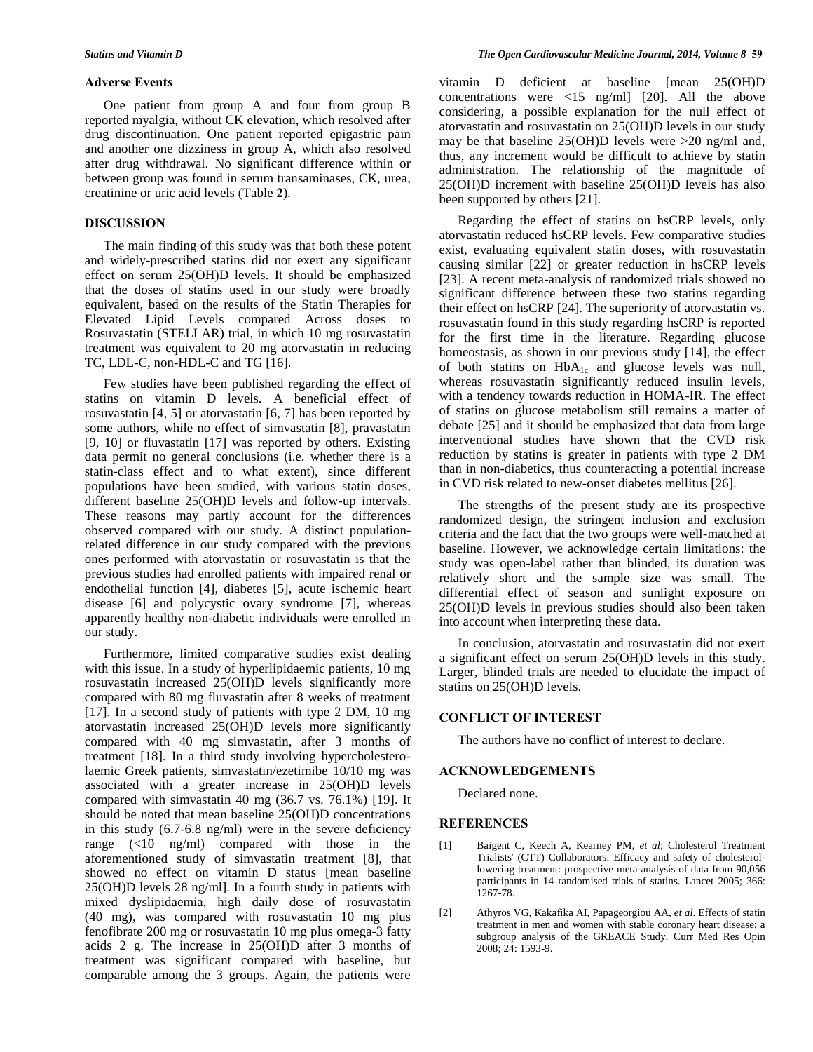### Adverse Events

One patient from group A and four from group B reported myalgia, without CK elevation, which resolved after drug discontinuation. One patient reported epigastric pain and another one dizziness in group A, which also resolved after drug withdrawal. No significant difference within or between group was found in serum transaminases, CK, urea, creatinine or uric acid levels (Table **2**).

## DISCUSSION

The main finding of this study was that both these potent and widely-prescribed statins did not exert any significant effect on serum 25(OH)D levels. It should be emphasized that the doses of statins used in our study were broadly equivalent, based on the results of the Statin Therapies for Elevated Lipid Levels compared Across doses to Rosuvastatin (STELLAR) trial, in which 10 mg rosuvastatin treatment was equivalent to 20 mg atorvastatin in reducing TC, LDL-C, non-HDL-C and TG [16].

Few studies have been published regarding the effect of statins on vitamin D levels. A beneficial effect of rosuvastatin [4, 5] or atorvastatin [6, 7] has been reported by some authors, while no effect of simvastatin [8], pravastatin [9, 10] or fluvastatin [17] was reported by others. Existing data permit no general conclusions (i.e. whether there is a statin-class effect and to what extent), since different populations have been studied, with various statin doses, different baseline 25(OH)D levels and follow-up intervals. These reasons may partly account for the differences observed compared with our study. A distinct population-related difference in our study compared with the previous ones performed with atorvastatin or rosuvastatin is that the previous studies had enrolled patients with impaired renal or endothelial function [4], diabetes [5], acute ischemic heart disease [6] and polycystic ovary syndrome [7], whereas apparently healthy non-diabetic individuals were enrolled in our study.

Furthermore, limited comparative studies exist dealing with this issue. In a study of hyperlipidaemic patients, 10 mg rosuvastatin increased 25(OH)D levels significantly more compared with 80 mg fluvastatin after 8 weeks of treatment [17]. In a second study of patients with type 2 DM, 10 mg atorvastatin increased 25(OH)D levels more significantly compared with 40 mg simvastatin, after 3 months of treatment [18]. In a third study involving hypercholesterolaemic Greek patients, simvastatin/ezetimibe 10/10 mg was associated with a greater increase in 25(OH)D levels compared with simvastatin 40 mg (36.7 vs. 76.1%) [19]. It should be noted that mean baseline 25(OH)D concentrations in this study (6.7-6.8 ng/ml) were in the severe deficiency range (<10 ng/ml) compared with those in the aforementioned study of simvastatin treatment [8], that showed no effect on vitamin D status [mean baseline 25(OH)D levels 28 ng/ml]. In a fourth study in patients with mixed dyslipidaemia, high daily dose of rosuvastatin (40 mg), was compared with rosuvastatin 10 mg plus fenofibrate 200 mg or rosuvastatin 10 mg plus omega-3 fatty acids 2 g. The increase in 25(OH)D after 3 months of treatment was significant compared with baseline, but comparable among the 3 groups. Again, the patients were vitamin D deficient at baseline [mean 25(OH)D concentrations were <15 ng/ml] [20]. All the above considering, a possible explanation for the null effect of atorvastatin and rosuvastatin on 25(OH)D levels in our study may be that baseline 25(OH)D levels were >20 ng/ml and, thus, any increment would be difficult to achieve by statin administration. The relationship of the magnitude of 25(OH)D increment with baseline 25(OH)D levels has also been supported by others [21].

Regarding the effect of statins on hsCRP levels, only atorvastatin reduced hsCRP levels. Few comparative studies exist, evaluating equivalent statin doses, with rosuvastatin causing similar [22] or greater reduction in hsCRP levels [23]. A recent meta-analysis of randomized trials showed no significant difference between these two statins regarding their effect on hsCRP [24]. The superiority of atorvastatin vs. rosuvastatin found in this study regarding hsCRP is reported for the first time in the literature. Regarding glucose homeostasis, as shown in our previous study [14], the effect of both statins on $HbA_{1c}$ and glucose levels was null, whereas rosuvastatin significantly reduced insulin levels, with a tendency towards reduction in HOMA-IR. The effect of statins on glucose metabolism still remains a matter of debate [25] and it should be emphasized that data from large interventional studies have shown that the CVD risk reduction by statins is greater in patients with type 2 DM than in non-diabetics, thus counteracting a potential increase in CVD risk related to new-onset diabetes mellitus [26].

The strengths of the present study are its prospective randomized design, the stringent inclusion and exclusion criteria and the fact that the two groups were well-matched at baseline. However, we acknowledge certain limitations: the study was open-label rather than blinded, its duration was relatively short and the sample size was small. The differential effect of season and sunlight exposure on 25(OH)D levels in previous studies should also been taken into account when interpreting these data.

In conclusion, atorvastatin and rosuvastatin did not exert a significant effect on serum 25(OH)D levels in this study. Larger, blinded trials are needed to elucidate the impact of statins on 25(OH)D levels.

## CONFLICT OF INTEREST

The authors have no conflict of interest to declare.

## ACKNOWLEDGEMENTS

Declared none.

## REFERENCES

[1] Baigent C, Keech A, Kearney PM, *et al*; Cholesterol Treatment Trialists' (CTT) Collaborators. Efficacy and safety of cholesterol-lowering treatment: prospective meta-analysis of data from 90,056 participants in 14 randomised trials of statins. Lancet 2005; 366: 1267-78.

[2] Athyros VG, Kakafika AI, Papageorgiou AA, *et al*. Effects of statin treatment in men and women with stable coronary heart disease: a subgroup analysis of the GREACE Study. Curr Med Res Opin 2008; 24: 1593-9.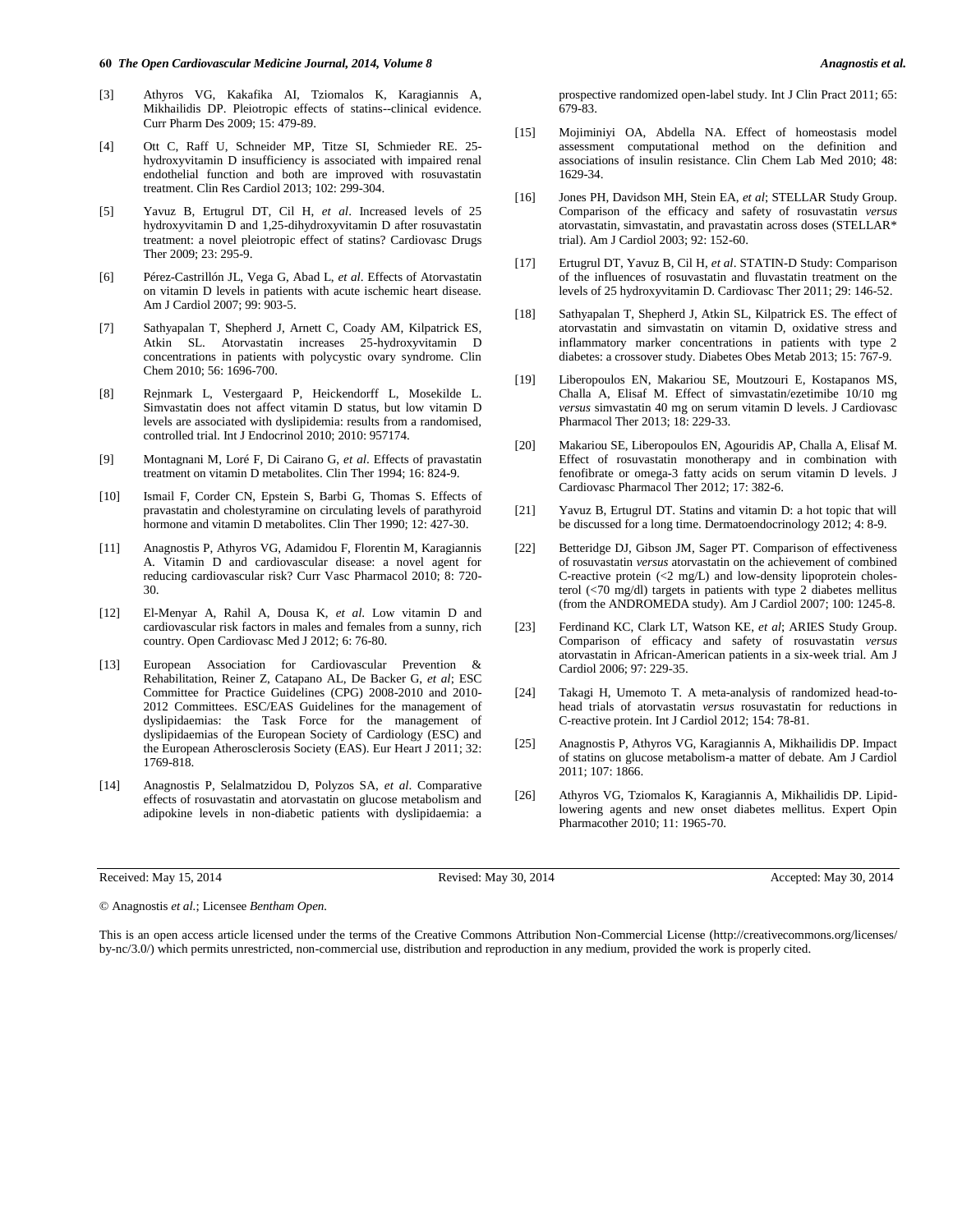[3] Athyros VG, Kakafika AI, Tziomalos K, Karagiannis A, Mikhailidis DP. Pleiotropic effects of statins--clinical evidence. Curr Pharm Des 2009; 15: 479-89.

[4] Ott C, Raff U, Schneider MP, Titze SI, Schmieder RE. 25-hydroxyvitamin D insufficiency is associated with impaired renal endothelial function and both are improved with rosuvastatin treatment. Clin Res Cardiol 2013; 102: 299-304.

[5] Yavuz B, Ertugrul DT, Cil H, *et al*. Increased levels of 25 hydroxyvitamin D and 1,25-dihydroxyvitamin D after rosuvastatin treatment: a novel pleiotropic effect of statins? Cardiovasc Drugs Ther 2009; 23: 295-9.

[6] Pérez-Castrillón JL, Vega G, Abad L, *et al*. Effects of Atorvastatin on vitamin D levels in patients with acute ischemic heart disease. Am J Cardiol 2007; 99: 903-5.

[7] Sathyapalan T, Shepherd J, Arnett C, Coady AM, Kilpatrick ES, Atkin SL. Atorvastatin increases 25-hydroxyvitamin D concentrations in patients with polycystic ovary syndrome. Clin Chem 2010; 56: 1696-700.

[8] Rejnmark L, Vestergaard P, Heickendorff L, Mosekilde L. Simvastatin does not affect vitamin D status, but low vitamin D levels are associated with dyslipidemia: results from a randomised, controlled trial. Int J Endocrinol 2010; 2010: 957174.

[9] Montagnani M, Loré F, Di Cairano G, *et al*. Effects of pravastatin treatment on vitamin D metabolites. Clin Ther 1994; 16: 824-9.

[10] Ismail F, Corder CN, Epstein S, Barbi G, Thomas S. Effects of pravastatin and cholestyramine on circulating levels of parathyroid hormone and vitamin D metabolites. Clin Ther 1990; 12: 427-30.

[11] Anagnostis P, Athyros VG, Adamidou F, Florentin M, Karagiannis A. Vitamin D and cardiovascular disease: a novel agent for reducing cardiovascular risk? Curr Vasc Pharmacol 2010; 8: 720-30.

[12] El-Menyar A, Rahil A, Dousa K, *et al*. Low vitamin D and cardiovascular risk factors in males and females from a sunny, rich country. Open Cardiovasc Med J 2012; 6: 76-80.

[13] European Association for Cardiovascular Prevention & Rehabilitation, Reiner Z, Catapano AL, De Backer G, *et al*; ESC Committee for Practice Guidelines (CPG) 2008-2010 and 2010-2012 Committees. ESC/EAS Guidelines for the management of dyslipidaemias: the Task Force for the management of dyslipidaemias of the European Society of Cardiology (ESC) and the European Atherosclerosis Society (EAS). Eur Heart J 2011; 32: 1769-818.

[14] Anagnostis P, Selalmatzidou D, Polyzos SA, *et al*. Comparative effects of rosuvastatin and atorvastatin on glucose metabolism and adipokine levels in non-diabetic patients with dyslipidaemia: a prospective randomized open-label study. Int J Clin Pract 2011; 65: 679-83.

[15] Mojiminiyi OA, Abdella NA. Effect of homeostasis model assessment computational method on the definition and associations of insulin resistance. Clin Chem Lab Med 2010; 48: 1629-34.

[16] Jones PH, Davidson MH, Stein EA, *et al*; STELLAR Study Group. Comparison of the efficacy and safety of rosuvastatin *versus* atorvastatin, simvastatin, and pravastatin across doses (STELLAR* trial). Am J Cardiol 2003; 92: 152-60.

[17] Ertugrul DT, Yavuz B, Cil H, *et al*. STATIN-D Study: Comparison of the influences of rosuvastatin and fluvastatin treatment on the levels of 25 hydroxyvitamin D. Cardiovasc Ther 2011; 29: 146-52.

[18] Sathyapalan T, Shepherd J, Atkin SL, Kilpatrick ES. The effect of atorvastatin and simvastatin on vitamin D, oxidative stress and inflammatory marker concentrations in patients with type 2 diabetes: a crossover study. Diabetes Obes Metab 2013; 15: 767-9.

[19] Liberopoulos EN, Makariou SE, Moutzouri E, Kostapanos MS, Challa A, Elisaf M. Effect of simvastatin/ezetimibe 10/10 mg *versus* simvastatin 40 mg on serum vitamin D levels. J Cardiovasc Pharmacol Ther 2013; 18: 229-33.

[20] Makariou SE, Liberopoulos EN, Agouridis AP, Challa A, Elisaf M. Effect of rosuvastatin monotherapy and in combination with fenofibrate or omega-3 fatty acids on serum vitamin D levels. J Cardiovasc Pharmacol Ther 2012; 17: 382-6.

[21] Yavuz B, Ertugrul DT. Statins and vitamin D: a hot topic that will be discussed for a long time. Dermatoendocrinology 2012; 4: 8-9.

[22] Betteridge DJ, Gibson JM, Sager PT. Comparison of effectiveness of rosuvastatin *versus* atorvastatin on the achievement of combined C-reactive protein (<2 mg/L) and low-density lipoprotein cholesterol (<70 mg/dl) targets in patients with type 2 diabetes mellitus (from the ANDROMEDA study). Am J Cardiol 2007; 100: 1245-8.

[23] Ferdinand KC, Clark LT, Watson KE, *et al*; ARIES Study Group. Comparison of efficacy and safety of rosuvastatin *versus* atorvastatin in African-American patients in a six-week trial. Am J Cardiol 2006; 97: 229-35.

[24] Takagi H, Umemoto T. A meta-analysis of randomized head-to-head trials of atorvastatin *versus* rosuvastatin for reductions in C-reactive protein. Int J Cardiol 2012; 154: 78-81.

[25] Anagnostis P, Athyros VG, Karagiannis A, Mikhailidis DP. Impact of statins on glucose metabolism-a matter of debate. Am J Cardiol 2011; 107: 1866.

[26] Athyros VG, Tziomalos K, Karagiannis A, Mikhailidis DP. Lipid-lowering agents and new onset diabetes mellitus. Expert Opin Pharmacother 2010; 11: 1965-70.

Received: May 15, 2014 Revised: May 30, 2014 Accepted: May 30, 2014

© Anagnostis *et al.*; Licensee *Bentham Open.*

This is an open access article licensed under the terms of the Creative Commons Attribution Non-Commercial License (http://creativecommons.org/licenses/by-nc/3.0/) which permits unrestricted, non-commercial use, distribution and reproduction in any medium, provided the work is properly cited.